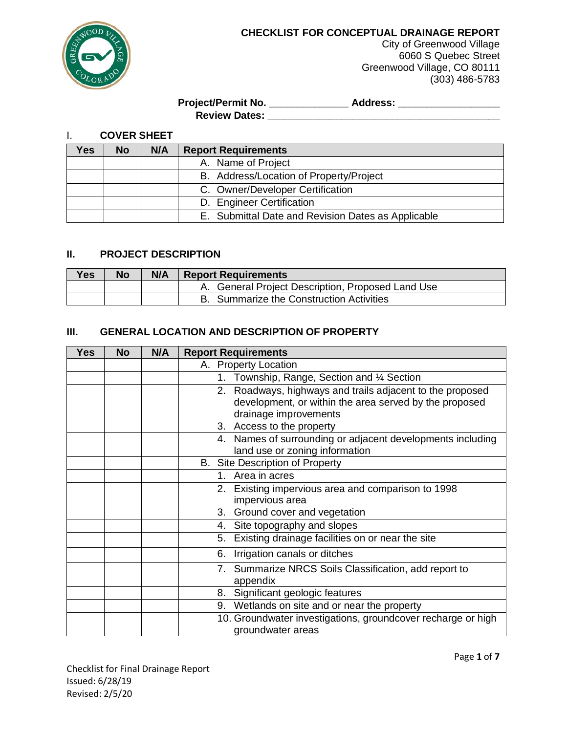# CHECKLIST FOR CONCEPTUAL DRAINAGE REPORT

City of Greenwood Village
6060 S Quebec Street
Greenwood Village, CO 80111
(303) 486-5783

**Project/Permit No.** _____________ **Address:** _________________
**Review Dates:** _______________________________________

## I. COVER SHEET

| Yes | No | N/A | Report Requirements |
|---|---|---|---|
| | | | A. Name of Project |
| | | | B. Address/Location of Property/Project |
| | | | C. Owner/Developer Certification |
| | | | D. Engineer Certification |
| | | | E. Submittal Date and Revision Dates as Applicable |

## II. PROJECT DESCRIPTION

| Yes | No | N/A | Report Requirements |
|---|---|---|---|
| | | | A. General Project Description, Proposed Land Use |
| | | | B. Summarize the Construction Activities |

## III. GENERAL LOCATION AND DESCRIPTION OF PROPERTY

| Yes | No | N/A | Report Requirements |
|---|---|---|---|
| | | | A. Property Location |
| | | | 1. Township, Range, Section and ¼ Section |
| | | | 2. Roadways, highways and trails adjacent to the proposed development, or within the area served by the proposed drainage improvements |
| | | | 3. Access to the property |
| | | | 4. Names of surrounding or adjacent developments including land use or zoning information |
| | | | B. Site Description of Property |
| | | | 1. Area in acres |
| | | | 2. Existing impervious area and comparison to 1998 impervious area |
| | | | 3. Ground cover and vegetation |
| | | | 4. Site topography and slopes |
| | | | 5. Existing drainage facilities on or near the site |
| | | | 6. Irrigation canals or ditches |
| | | | 7. Summarize NRCS Soils Classification, add report to appendix |
| | | | 8. Significant geologic features |
| | | | 9. Wetlands on site and or near the property |
| | | | 10. Groundwater investigations, groundcover recharge or high groundwater areas |

Checklist for Final Drainage Report
Issued: 6/28/19
Revised: 2/5/20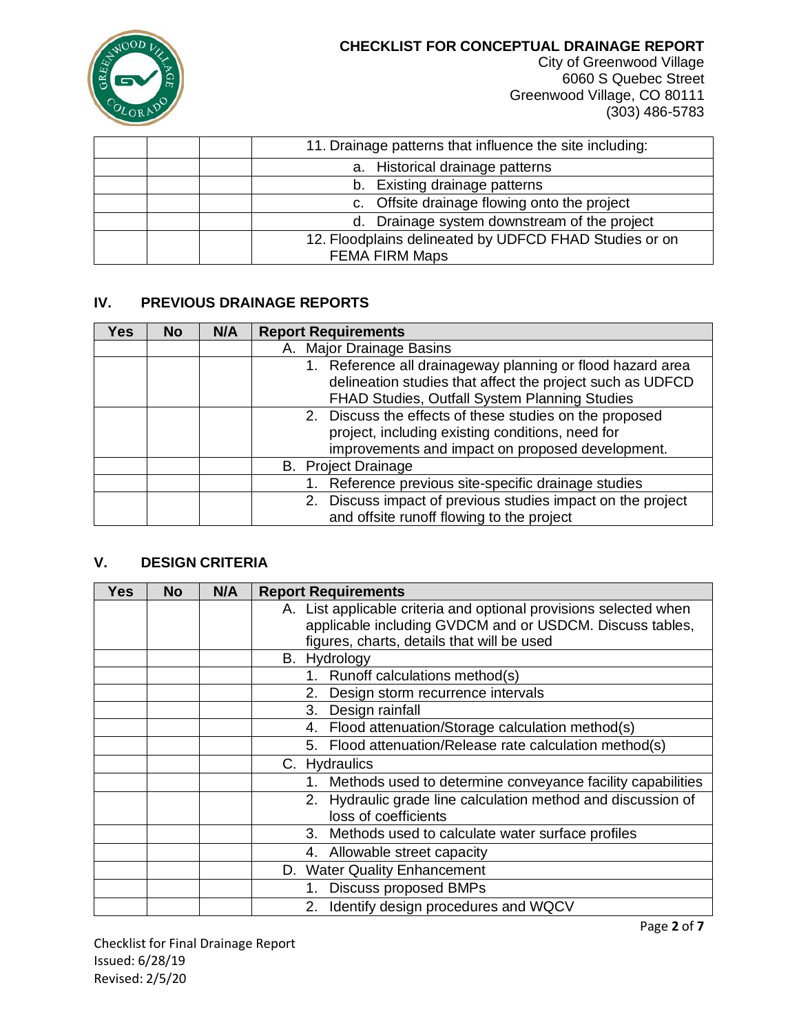| | | | |
|---|---|---|---|
| | | | 11. Drainage patterns that influence the site including: |
| | | | a. Historical drainage patterns |
| | | | b. Existing drainage patterns |
| | | | c. Offsite drainage flowing onto the project |
| | | | d. Drainage system downstream of the project |
| | | | 12. Floodplains delineated by UDFCD FHAD Studies or on FEMA FIRM Maps |

## IV. PREVIOUS DRAINAGE REPORTS

| Yes | No | N/A | Report Requirements |
|---|---|---|---|
| | | | A. Major Drainage Basins |
| | | | 1. Reference all drainageway planning or flood hazard area delineation studies that affect the project such as UDFCD FHAD Studies, Outfall System Planning Studies |
| | | | 2. Discuss the effects of these studies on the proposed project, including existing conditions, need for improvements and impact on proposed development. |
| | | | B. Project Drainage |
| | | | 1. Reference previous site-specific drainage studies |
| | | | 2. Discuss impact of previous studies impact on the project and offsite runoff flowing to the project |

## V. DESIGN CRITERIA

| Yes | No | N/A | Report Requirements |
|---|---|---|---|
| | | | A. List applicable criteria and optional provisions selected when applicable including GVDCM and or USDCM. Discuss tables, figures, charts, details that will be used |
| | | | B. Hydrology |
| | | | 1. Runoff calculations method(s) |
| | | | 2. Design storm recurrence intervals |
| | | | 3. Design rainfall |
| | | | 4. Flood attenuation/Storage calculation method(s) |
| | | | 5. Flood attenuation/Release rate calculation method(s) |
| | | | C. Hydraulics |
| | | | 1. Methods used to determine conveyance facility capabilities |
| | | | 2. Hydraulic grade line calculation method and discussion of loss of coefficients |
| | | | 3. Methods used to calculate water surface profiles |
| | | | 4. Allowable street capacity |
| | | | D. Water Quality Enhancement |
| | | | 1. Discuss proposed BMPs |
| | | | 2. Identify design procedures and WQCV |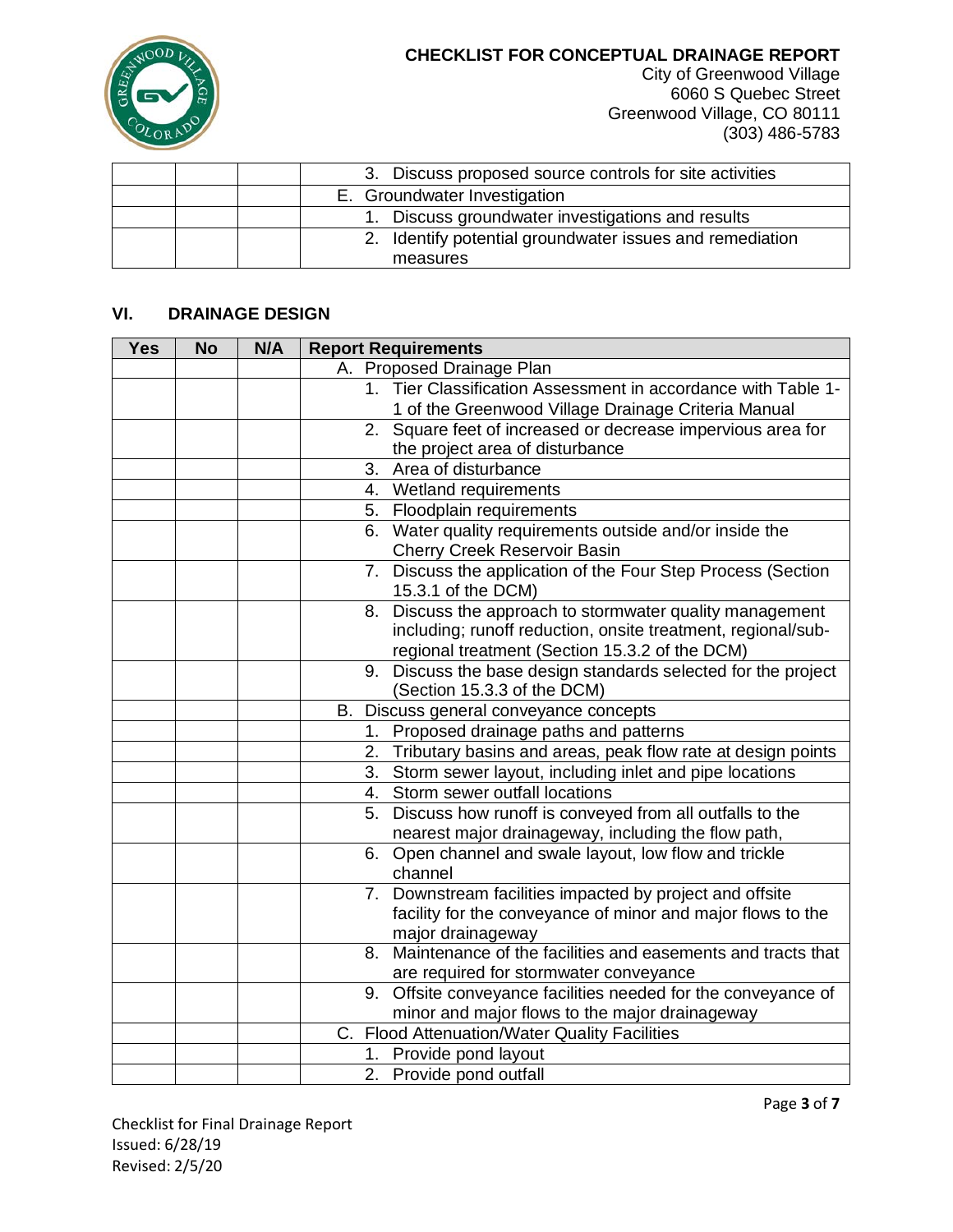| | | | 3. Discuss proposed source controls for site activities |
|---|---|---|---|
| | | | E. Groundwater Investigation |
| | | | 1. Discuss groundwater investigations and results |
| | | | 2. Identify potential groundwater issues and remediation measures |

## VI. DRAINAGE DESIGN

| Yes | No | N/A | Report Requirements |
|---|---|---|---|
| | | | A. Proposed Drainage Plan |
| | | | 1. Tier Classification Assessment in accordance with Table 1-1 of the Greenwood Village Drainage Criteria Manual |
| | | | 2. Square feet of increased or decrease impervious area for the project area of disturbance |
| | | | 3. Area of disturbance |
| | | | 4. Wetland requirements |
| | | | 5. Floodplain requirements |
| | | | 6. Water quality requirements outside and/or inside the Cherry Creek Reservoir Basin |
| | | | 7. Discuss the application of the Four Step Process (Section 15.3.1 of the DCM) |
| | | | 8. Discuss the approach to stormwater quality management including; runoff reduction, onsite treatment, regional/sub-regional treatment (Section 15.3.2 of the DCM) |
| | | | 9. Discuss the base design standards selected for the project (Section 15.3.3 of the DCM) |
| | | | B. Discuss general conveyance concepts |
| | | | 1. Proposed drainage paths and patterns |
| | | | 2. Tributary basins and areas, peak flow rate at design points |
| | | | 3. Storm sewer layout, including inlet and pipe locations |
| | | | 4. Storm sewer outfall locations |
| | | | 5. Discuss how runoff is conveyed from all outfalls to the nearest major drainageway, including the flow path, |
| | | | 6. Open channel and swale layout, low flow and trickle channel |
| | | | 7. Downstream facilities impacted by project and offsite facility for the conveyance of minor and major flows to the major drainageway |
| | | | 8. Maintenance of the facilities and easements and tracts that are required for stormwater conveyance |
| | | | 9. Offsite conveyance facilities needed for the conveyance of minor and major flows to the major drainageway |
| | | | C. Flood Attenuation/Water Quality Facilities |
| | | | 1. Provide pond layout |
| | | | 2. Provide pond outfall |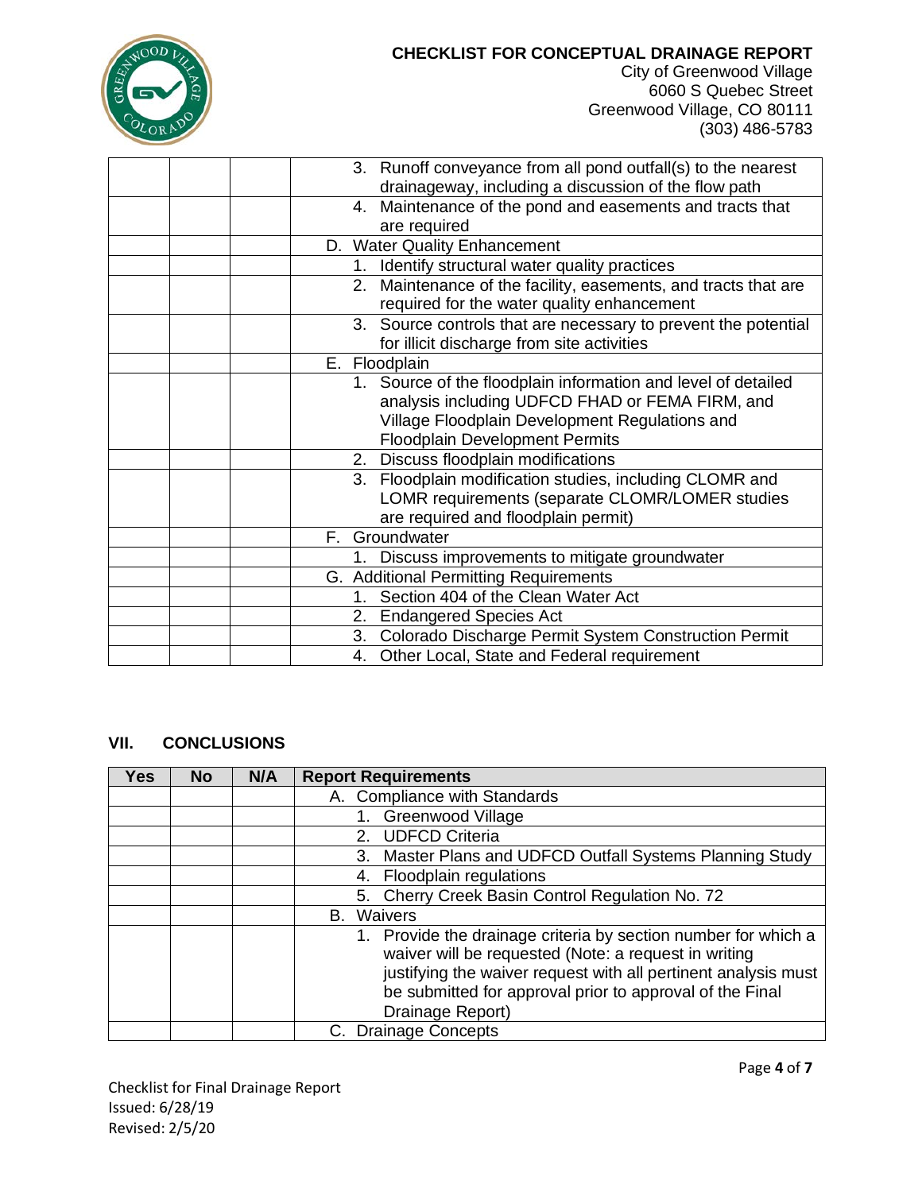| | | | |
|---|---|---|---|
| | | | 3. Runoff conveyance from all pond outfall(s) to the nearest drainageway, including a discussion of the flow path |
| | | | 4. Maintenance of the pond and easements and tracts that are required |
| | | | D. Water Quality Enhancement |
| | | | 1. Identify structural water quality practices |
| | | | 2. Maintenance of the facility, easements, and tracts that are required for the water quality enhancement |
| | | | 3. Source controls that are necessary to prevent the potential for illicit discharge from site activities |
| | | | E. Floodplain |
| | | | 1. Source of the floodplain information and level of detailed analysis including UDFCD FHAD or FEMA FIRM, and Village Floodplain Development Regulations and Floodplain Development Permits |
| | | | 2. Discuss floodplain modifications |
| | | | 3. Floodplain modification studies, including CLOMR and LOMR requirements (separate CLOMR/LOMER studies are required and floodplain permit) |
| | | | F. Groundwater |
| | | | 1. Discuss improvements to mitigate groundwater |
| | | | G. Additional Permitting Requirements |
| | | | 1. Section 404 of the Clean Water Act |
| | | | 2. Endangered Species Act |
| | | | 3. Colorado Discharge Permit System Construction Permit |
| | | | 4. Other Local, State and Federal requirement |

## VII. CONCLUSIONS

| Yes | No | N/A | Report Requirements |
|---|---|---|---|
| | | | A. Compliance with Standards |
| | | | 1. Greenwood Village |
| | | | 2. UDFCD Criteria |
| | | | 3. Master Plans and UDFCD Outfall Systems Planning Study |
| | | | 4. Floodplain regulations |
| | | | 5. Cherry Creek Basin Control Regulation No. 72 |
| | | | B. Waivers |
| | | | 1. Provide the drainage criteria by section number for which a waiver will be requested (Note: a request in writing justifying the waiver request with all pertinent analysis must be submitted for approval prior to approval of the Final Drainage Report) |
| | | | C. Drainage Concepts |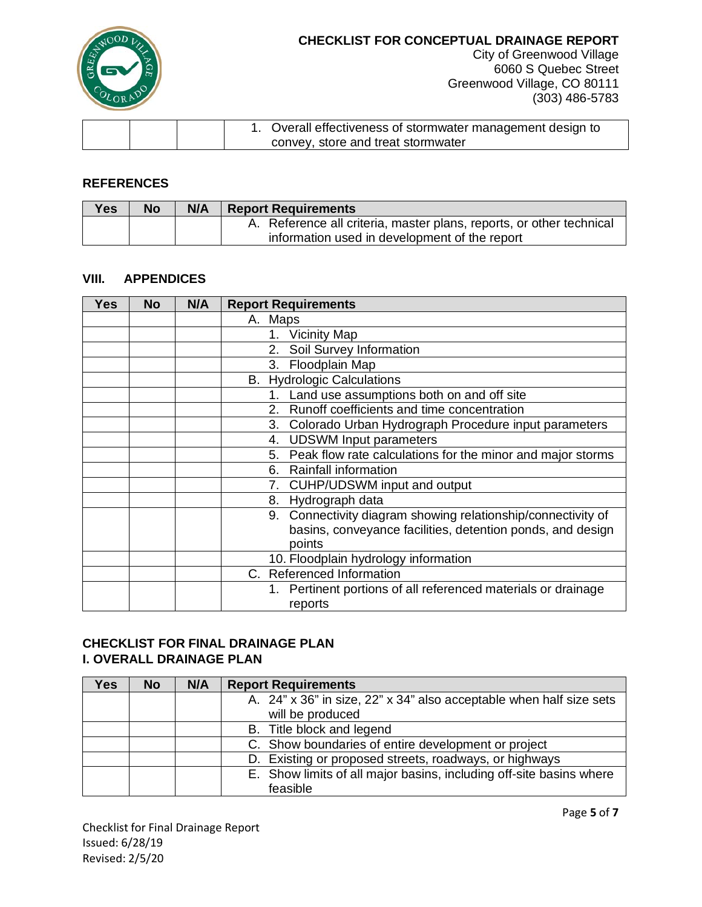| | | | 1. Overall effectiveness of stormwater management design to convey, store and treat stormwater |
|---|---|---|---|

### REFERENCES

| Yes | No | N/A | Report Requirements |
|---|---|---|---|
| | | | A. Reference all criteria, master plans, reports, or other technical information used in development of the report |

### VIII. APPENDICES

| Yes | No | N/A | Report Requirements |
|---|---|---|---|
| | | | A. Maps |
| | | | 1. Vicinity Map |
| | | | 2. Soil Survey Information |
| | | | 3. Floodplain Map |
| | | | B. Hydrologic Calculations |
| | | | 1. Land use assumptions both on and off site |
| | | | 2. Runoff coefficients and time concentration |
| | | | 3. Colorado Urban Hydrograph Procedure input parameters |
| | | | 4. UDSWM Input parameters |
| | | | 5. Peak flow rate calculations for the minor and major storms |
| | | | 6. Rainfall information |
| | | | 7. CUHP/UDSWM input and output |
| | | | 8. Hydrograph data |
| | | | 9. Connectivity diagram showing relationship/connectivity of basins, conveyance facilities, detention ponds, and design points |
| | | | 10. Floodplain hydrology information |
| | | | C. Referenced Information |
| | | | 1. Pertinent portions of all referenced materials or drainage reports |

## CHECKLIST FOR FINAL DRAINAGE PLAN

### I. OVERALL DRAINAGE PLAN

| Yes | No | N/A | Report Requirements |
|---|---|---|---|
| | | | A. 24" x 36" in size, 22" x 34" also acceptable when half size sets will be produced |
| | | | B. Title block and legend |
| | | | C. Show boundaries of entire development or project |
| | | | D. Existing or proposed streets, roadways, or highways |
| | | | E. Show limits of all major basins, including off-site basins where feasible |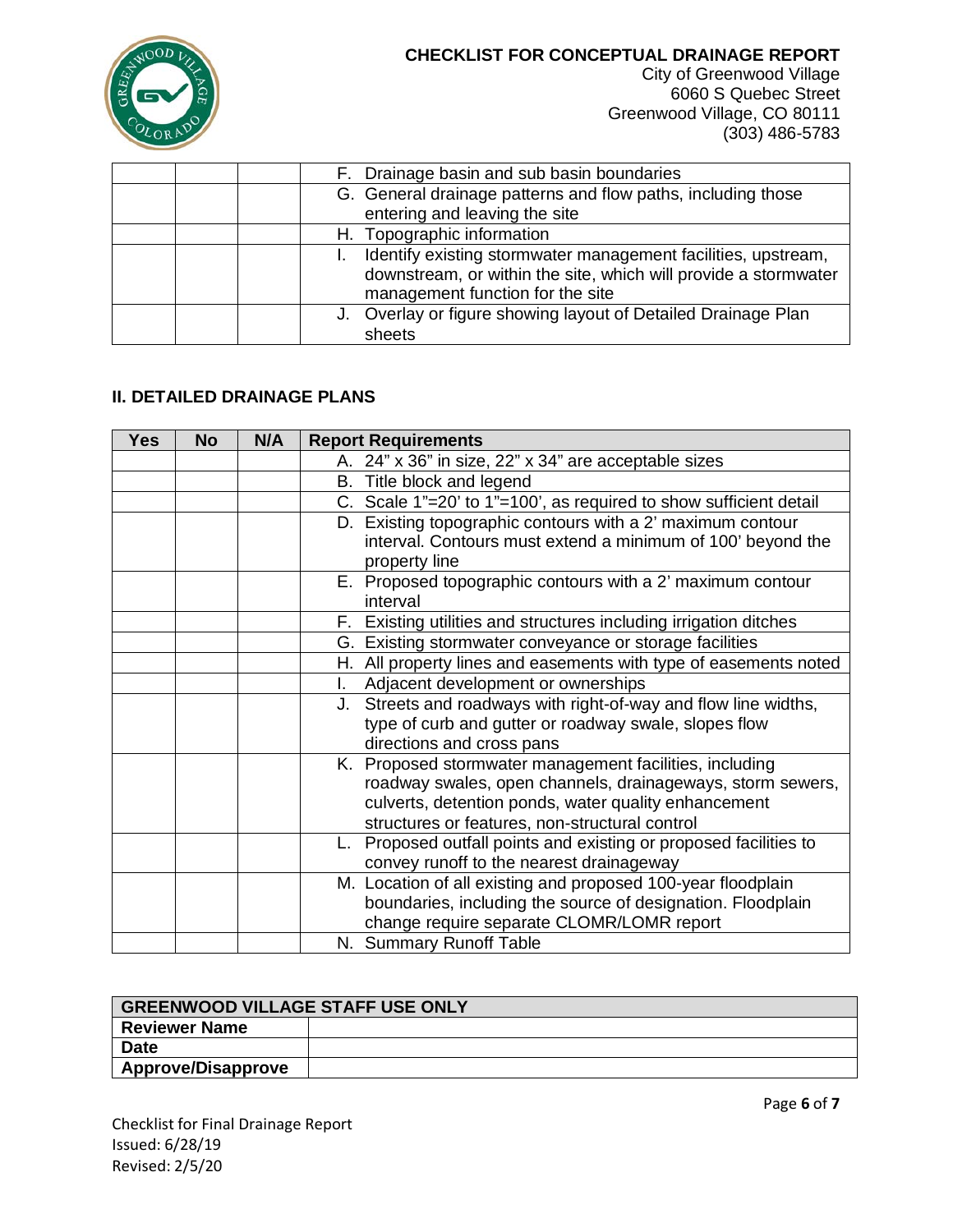| | | | |
|---|---|---|---|
| | | | F. Drainage basin and sub basin boundaries |
| | | | G. General drainage patterns and flow paths, including those entering and leaving the site |
| | | | H. Topographic information |
| | | | I. Identify existing stormwater management facilities, upstream, downstream, or within the site, which will provide a stormwater management function for the site |
| | | | J. Overlay or figure showing layout of Detailed Drainage Plan sheets |

### II. DETAILED DRAINAGE PLANS

| Yes | No | N/A | Report Requirements |
|---|---|---|---|
| | | | A. 24" x 36" in size, 22" x 34" are acceptable sizes |
| | | | B. Title block and legend |
| | | | C. Scale 1"=20' to 1"=100', as required to show sufficient detail |
| | | | D. Existing topographic contours with a 2' maximum contour interval. Contours must extend a minimum of 100' beyond the property line |
| | | | E. Proposed topographic contours with a 2' maximum contour interval |
| | | | F. Existing utilities and structures including irrigation ditches |
| | | | G. Existing stormwater conveyance or storage facilities |
| | | | H. All property lines and easements with type of easements noted |
| | | | I. Adjacent development or ownerships |
| | | | J. Streets and roadways with right-of-way and flow line widths, type of curb and gutter or roadway swale, slopes flow directions and cross pans |
| | | | K. Proposed stormwater management facilities, including roadway swales, open channels, drainageways, storm sewers, culverts, detention ponds, water quality enhancement structures or features, non-structural control |
| | | | L. Proposed outfall points and existing or proposed facilities to convey runoff to the nearest drainageway |
| | | | M. Location of all existing and proposed 100-year floodplain boundaries, including the source of designation. Floodplain change require separate CLOMR/LOMR report |
| | | | N. Summary Runoff Table |

| GREENWOOD VILLAGE STAFF USE ONLY | |
|---|---|
| **Reviewer Name** | |
| **Date** | |
| **Approve/Disapprove** | |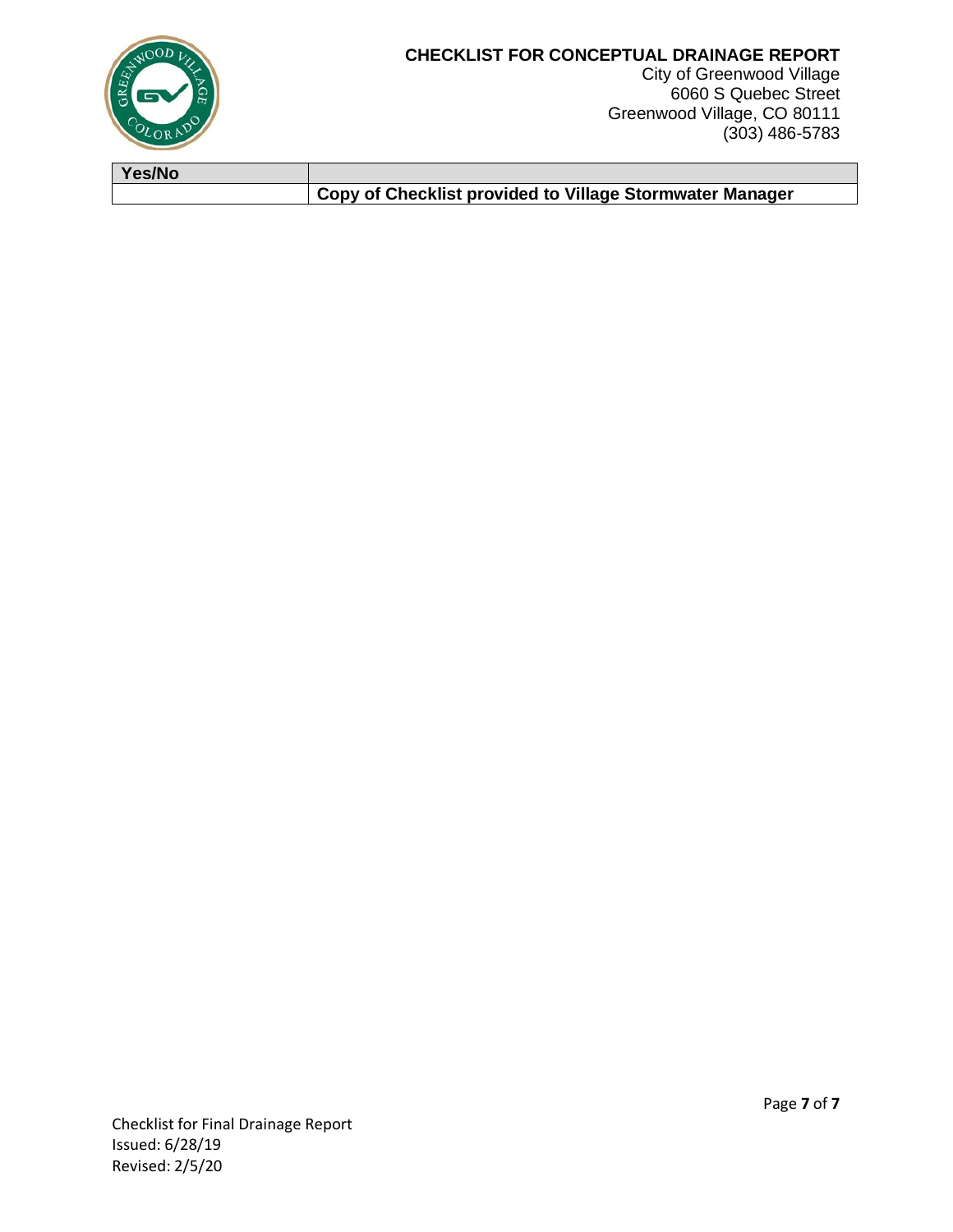| Yes/No | |
|---|---|
| | **Copy of Checklist provided to Village Stormwater Manager** |